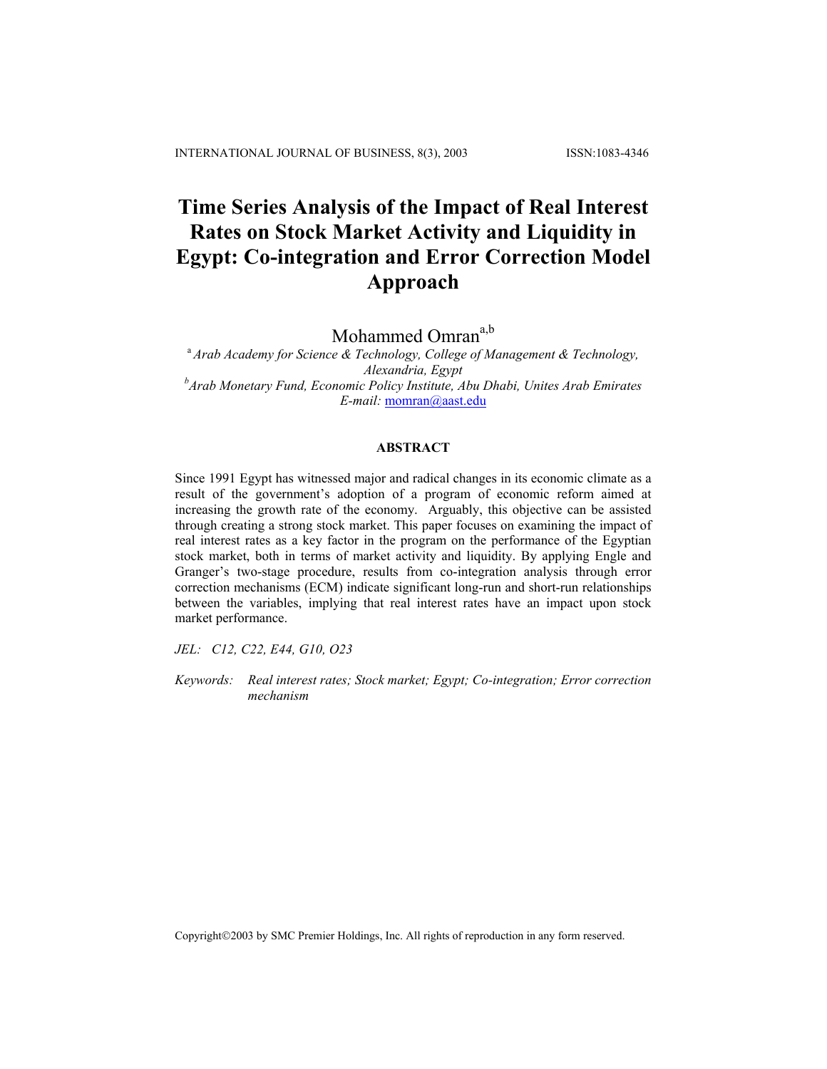# Time Series Analysis of the Impact of Real Interest Rates on Stock Market Activity and Liquidity in Egypt: Co-integration and Error Correction Model Approach

Mohammed Omran[a,b]

[a] *Arab Academy for Science & Technology, College of Management & Technology, Alexandria, Egypt*

[b] *Arab Monetary Fund, Economic Policy Institute, Abu Dhabi, Unites Arab Emirates*

*E-mail:* momran@aast.edu

## ABSTRACT

Since 1991 Egypt has witnessed major and radical changes in its economic climate as a result of the government's adoption of a program of economic reform aimed at increasing the growth rate of the economy. Arguably, this objective can be assisted through creating a strong stock market. This paper focuses on examining the impact of real interest rates as a key factor in the program on the performance of the Egyptian stock market, both in terms of market activity and liquidity. By applying Engle and Granger's two-stage procedure, results from co-integration analysis through error correction mechanisms (ECM) indicate significant long-run and short-run relationships between the variables, implying that real interest rates have an impact upon stock market performance.

*JEL: C12, C22, E44, G10, O23*

*Keywords:* Real interest rates; Stock market; Egypt; Co-integration; Error correction mechanism

Copyright©2003 by SMC Premier Holdings, Inc. All rights of reproduction in any form reserved.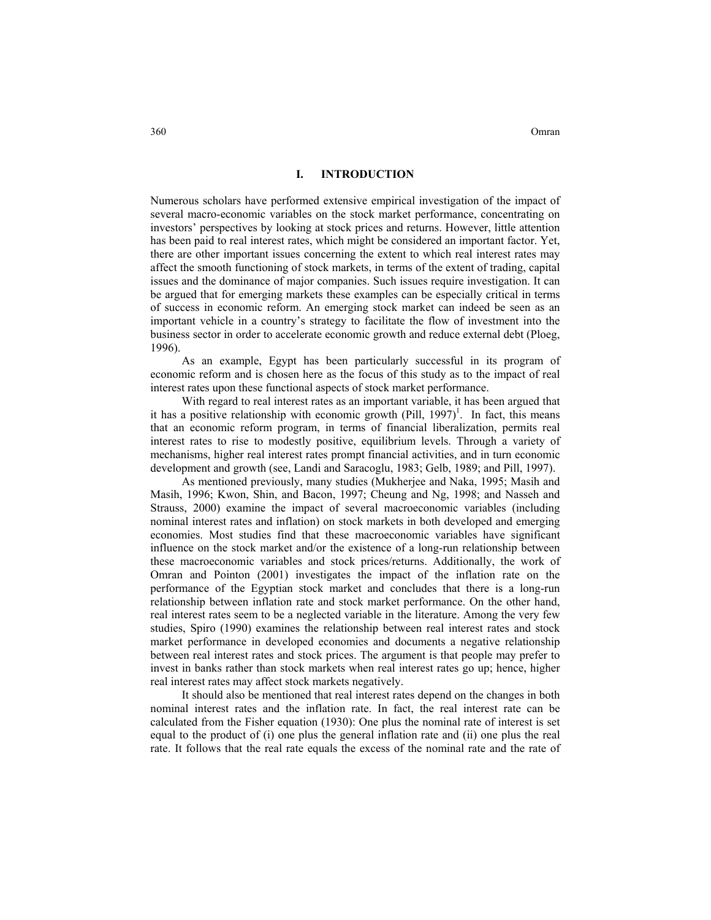## I. INTRODUCTION

Numerous scholars have performed extensive empirical investigation of the impact of several macro-economic variables on the stock market performance, concentrating on investors' perspectives by looking at stock prices and returns. However, little attention has been paid to real interest rates, which might be considered an important factor. Yet, there are other important issues concerning the extent to which real interest rates may affect the smooth functioning of stock markets, in terms of the extent of trading, capital issues and the dominance of major companies. Such issues require investigation. It can be argued that for emerging markets these examples can be especially critical in terms of success in economic reform. An emerging stock market can indeed be seen as an important vehicle in a country's strategy to facilitate the flow of investment into the business sector in order to accelerate economic growth and reduce external debt (Ploeg, 1996).

As an example, Egypt has been particularly successful in its program of economic reform and is chosen here as the focus of this study as to the impact of real interest rates upon these functional aspects of stock market performance.

With regard to real interest rates as an important variable, it has been argued that it has a positive relationship with economic growth (Pill, 1997)[1]. In fact, this means that an economic reform program, in terms of financial liberalization, permits real interest rates to rise to modestly positive, equilibrium levels. Through a variety of mechanisms, higher real interest rates prompt financial activities, and in turn economic development and growth (see, Landi and Saracoglu, 1983; Gelb, 1989; and Pill, 1997).

As mentioned previously, many studies (Mukherjee and Naka, 1995; Masih and Masih, 1996; Kwon, Shin, and Bacon, 1997; Cheung and Ng, 1998; and Nasseh and Strauss, 2000) examine the impact of several macroeconomic variables (including nominal interest rates and inflation) on stock markets in both developed and emerging economies. Most studies find that these macroeconomic variables have significant influence on the stock market and/or the existence of a long-run relationship between these macroeconomic variables and stock prices/returns. Additionally, the work of Omran and Pointon (2001) investigates the impact of the inflation rate on the performance of the Egyptian stock market and concludes that there is a long-run relationship between inflation rate and stock market performance. On the other hand, real interest rates seem to be a neglected variable in the literature. Among the very few studies, Spiro (1990) examines the relationship between real interest rates and stock market performance in developed economies and documents a negative relationship between real interest rates and stock prices. The argument is that people may prefer to invest in banks rather than stock markets when real interest rates go up; hence, higher real interest rates may affect stock markets negatively.

It should also be mentioned that real interest rates depend on the changes in both nominal interest rates and the inflation rate. In fact, the real interest rate can be calculated from the Fisher equation (1930): One plus the nominal rate of interest is set equal to the product of (i) one plus the general inflation rate and (ii) one plus the real rate. It follows that the real rate equals the excess of the nominal rate and the rate of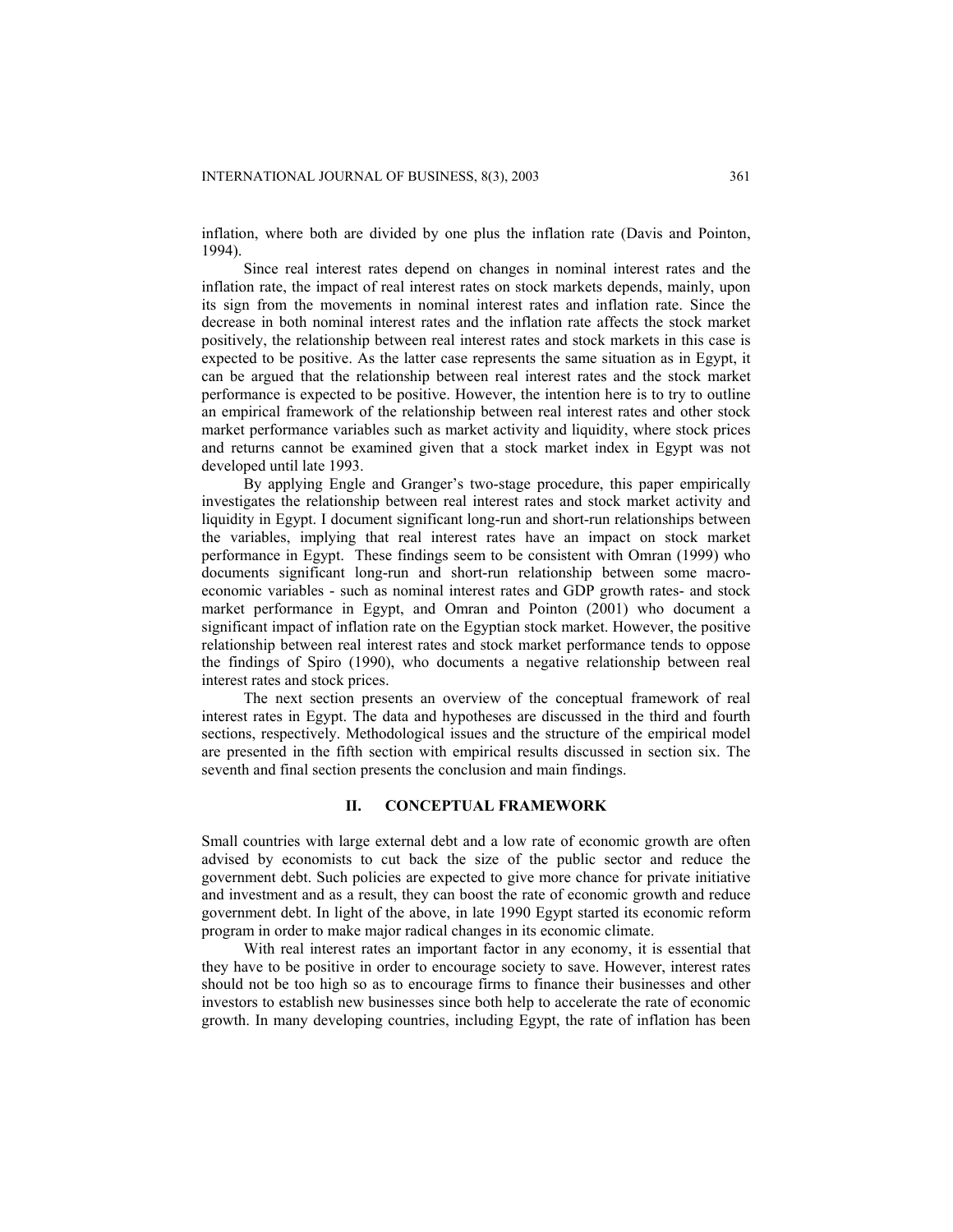inflation, where both are divided by one plus the inflation rate (Davis and Pointon, 1994).

Since real interest rates depend on changes in nominal interest rates and the inflation rate, the impact of real interest rates on stock markets depends, mainly, upon its sign from the movements in nominal interest rates and inflation rate. Since the decrease in both nominal interest rates and the inflation rate affects the stock market positively, the relationship between real interest rates and stock markets in this case is expected to be positive. As the latter case represents the same situation as in Egypt, it can be argued that the relationship between real interest rates and the stock market performance is expected to be positive. However, the intention here is to try to outline an empirical framework of the relationship between real interest rates and other stock market performance variables such as market activity and liquidity, where stock prices and returns cannot be examined given that a stock market index in Egypt was not developed until late 1993.

By applying Engle and Granger's two-stage procedure, this paper empirically investigates the relationship between real interest rates and stock market activity and liquidity in Egypt. I document significant long-run and short-run relationships between the variables, implying that real interest rates have an impact on stock market performance in Egypt. These findings seem to be consistent with Omran (1999) who documents significant long-run and short-run relationship between some macro-economic variables - such as nominal interest rates and GDP growth rates- and stock market performance in Egypt, and Omran and Pointon (2001) who document a significant impact of inflation rate on the Egyptian stock market. However, the positive relationship between real interest rates and stock market performance tends to oppose the findings of Spiro (1990), who documents a negative relationship between real interest rates and stock prices.

The next section presents an overview of the conceptual framework of real interest rates in Egypt. The data and hypotheses are discussed in the third and fourth sections, respectively. Methodological issues and the structure of the empirical model are presented in the fifth section with empirical results discussed in section six. The seventh and final section presents the conclusion and main findings.

## II. CONCEPTUAL FRAMEWORK

Small countries with large external debt and a low rate of economic growth are often advised by economists to cut back the size of the public sector and reduce the government debt. Such policies are expected to give more chance for private initiative and investment and as a result, they can boost the rate of economic growth and reduce government debt. In light of the above, in late 1990 Egypt started its economic reform program in order to make major radical changes in its economic climate.

With real interest rates an important factor in any economy, it is essential that they have to be positive in order to encourage society to save. However, interest rates should not be too high so as to encourage firms to finance their businesses and other investors to establish new businesses since both help to accelerate the rate of economic growth. In many developing countries, including Egypt, the rate of inflation has been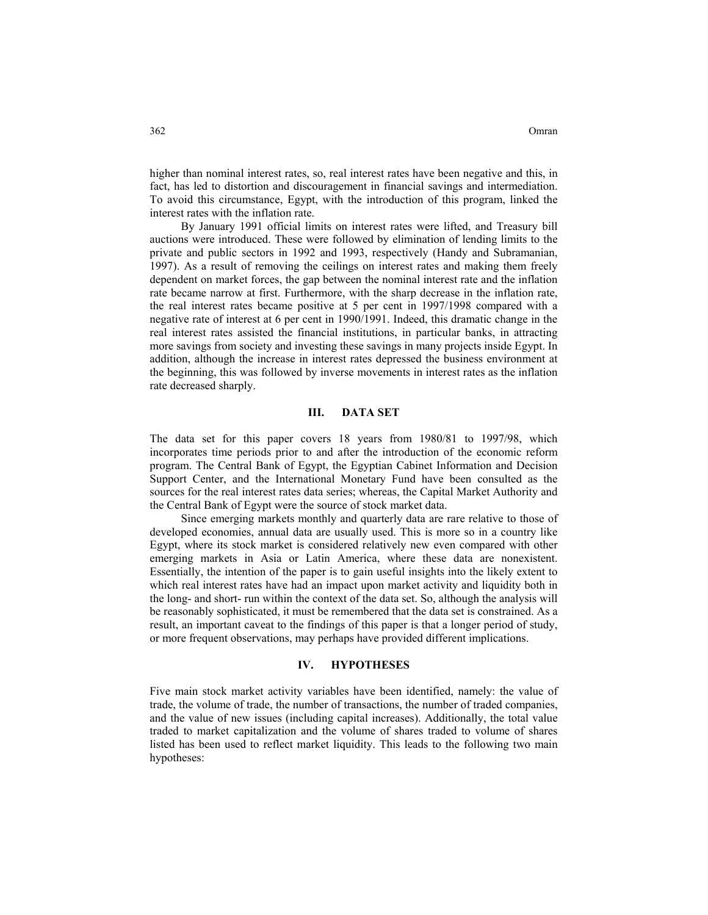higher than nominal interest rates, so, real interest rates have been negative and this, in fact, has led to distortion and discouragement in financial savings and intermediation. To avoid this circumstance, Egypt, with the introduction of this program, linked the interest rates with the inflation rate.

By January 1991 official limits on interest rates were lifted, and Treasury bill auctions were introduced. These were followed by elimination of lending limits to the private and public sectors in 1992 and 1993, respectively (Handy and Subramanian, 1997). As a result of removing the ceilings on interest rates and making them freely dependent on market forces, the gap between the nominal interest rate and the inflation rate became narrow at first. Furthermore, with the sharp decrease in the inflation rate, the real interest rates became positive at 5 per cent in 1997/1998 compared with a negative rate of interest at 6 per cent in 1990/1991. Indeed, this dramatic change in the real interest rates assisted the financial institutions, in particular banks, in attracting more savings from society and investing these savings in many projects inside Egypt. In addition, although the increase in interest rates depressed the business environment at the beginning, this was followed by inverse movements in interest rates as the inflation rate decreased sharply.

## III. DATA SET

The data set for this paper covers 18 years from 1980/81 to 1997/98, which incorporates time periods prior to and after the introduction of the economic reform program. The Central Bank of Egypt, the Egyptian Cabinet Information and Decision Support Center, and the International Monetary Fund have been consulted as the sources for the real interest rates data series; whereas, the Capital Market Authority and the Central Bank of Egypt were the source of stock market data.

Since emerging markets monthly and quarterly data are rare relative to those of developed economies, annual data are usually used. This is more so in a country like Egypt, where its stock market is considered relatively new even compared with other emerging markets in Asia or Latin America, where these data are nonexistent. Essentially, the intention of the paper is to gain useful insights into the likely extent to which real interest rates have had an impact upon market activity and liquidity both in the long- and short- run within the context of the data set. So, although the analysis will be reasonably sophisticated, it must be remembered that the data set is constrained. As a result, an important caveat to the findings of this paper is that a longer period of study, or more frequent observations, may perhaps have provided different implications.

## IV. HYPOTHESES

Five main stock market activity variables have been identified, namely: the value of trade, the volume of trade, the number of transactions, the number of traded companies, and the value of new issues (including capital increases). Additionally, the total value traded to market capitalization and the volume of shares traded to volume of shares listed has been used to reflect market liquidity. This leads to the following two main hypotheses: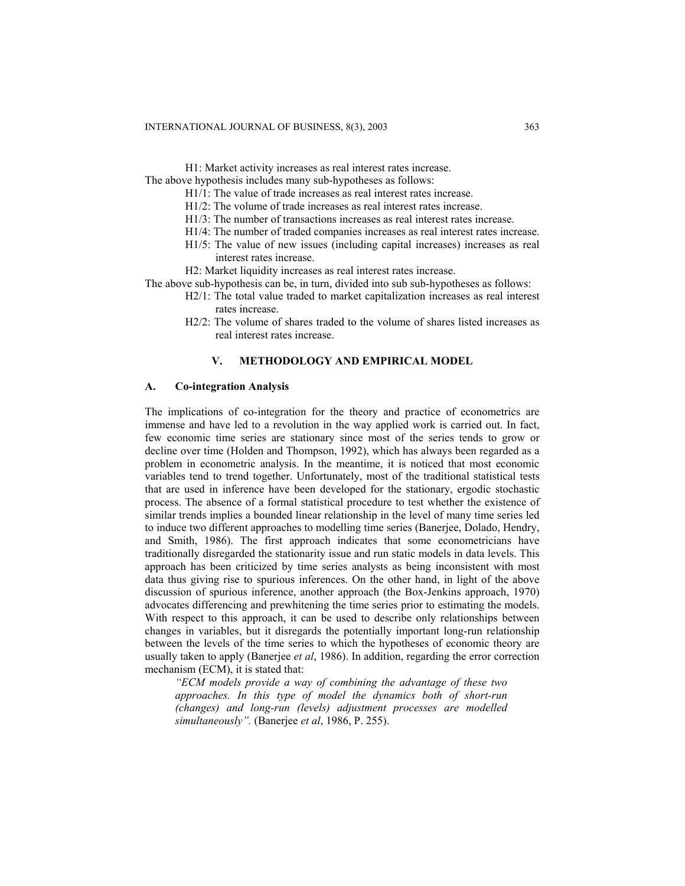H1: Market activity increases as real interest rates increase.

The above hypothesis includes many sub-hypotheses as follows:

- H1/1: The value of trade increases as real interest rates increase.
- H1/2: The volume of trade increases as real interest rates increase.
- H1/3: The number of transactions increases as real interest rates increase.
- H1/4: The number of traded companies increases as real interest rates increase.
- H1/5: The value of new issues (including capital increases) increases as real interest rates increase.

H2: Market liquidity increases as real interest rates increase.

The above sub-hypothesis can be, in turn, divided into sub sub-hypotheses as follows:

- H2/1: The total value traded to market capitalization increases as real interest rates increase.
- H2/2: The volume of shares traded to the volume of shares listed increases as real interest rates increase.

## V. METHODOLOGY AND EMPIRICAL MODEL

### A. Co-integration Analysis

The implications of co-integration for the theory and practice of econometrics are immense and have led to a revolution in the way applied work is carried out. In fact, few economic time series are stationary since most of the series tends to grow or decline over time (Holden and Thompson, 1992), which has always been regarded as a problem in econometric analysis. In the meantime, it is noticed that most economic variables tend to trend together. Unfortunately, most of the traditional statistical tests that are used in inference have been developed for the stationary, ergodic stochastic process. The absence of a formal statistical procedure to test whether the existence of similar trends implies a bounded linear relationship in the level of many time series led to induce two different approaches to modelling time series (Banerjee, Dolado, Hendry, and Smith, 1986). The first approach indicates that some econometricians have traditionally disregarded the stationarity issue and run static models in data levels. This approach has been criticized by time series analysts as being inconsistent with most data thus giving rise to spurious inferences. On the other hand, in light of the above discussion of spurious inference, another approach (the Box-Jenkins approach, 1970) advocates differencing and prewhitening the time series prior to estimating the models. With respect to this approach, it can be used to describe only relationships between changes in variables, but it disregards the potentially important long-run relationship between the levels of the time series to which the hypotheses of economic theory are usually taken to apply (Banerjee *et al*, 1986). In addition, regarding the error correction mechanism (ECM), it is stated that:

> *"ECM models provide a way of combining the advantage of these two approaches. In this type of model the dynamics both of short-run (changes) and long-run (levels) adjustment processes are modelled simultaneously".* (Banerjee *et al*, 1986, P. 255).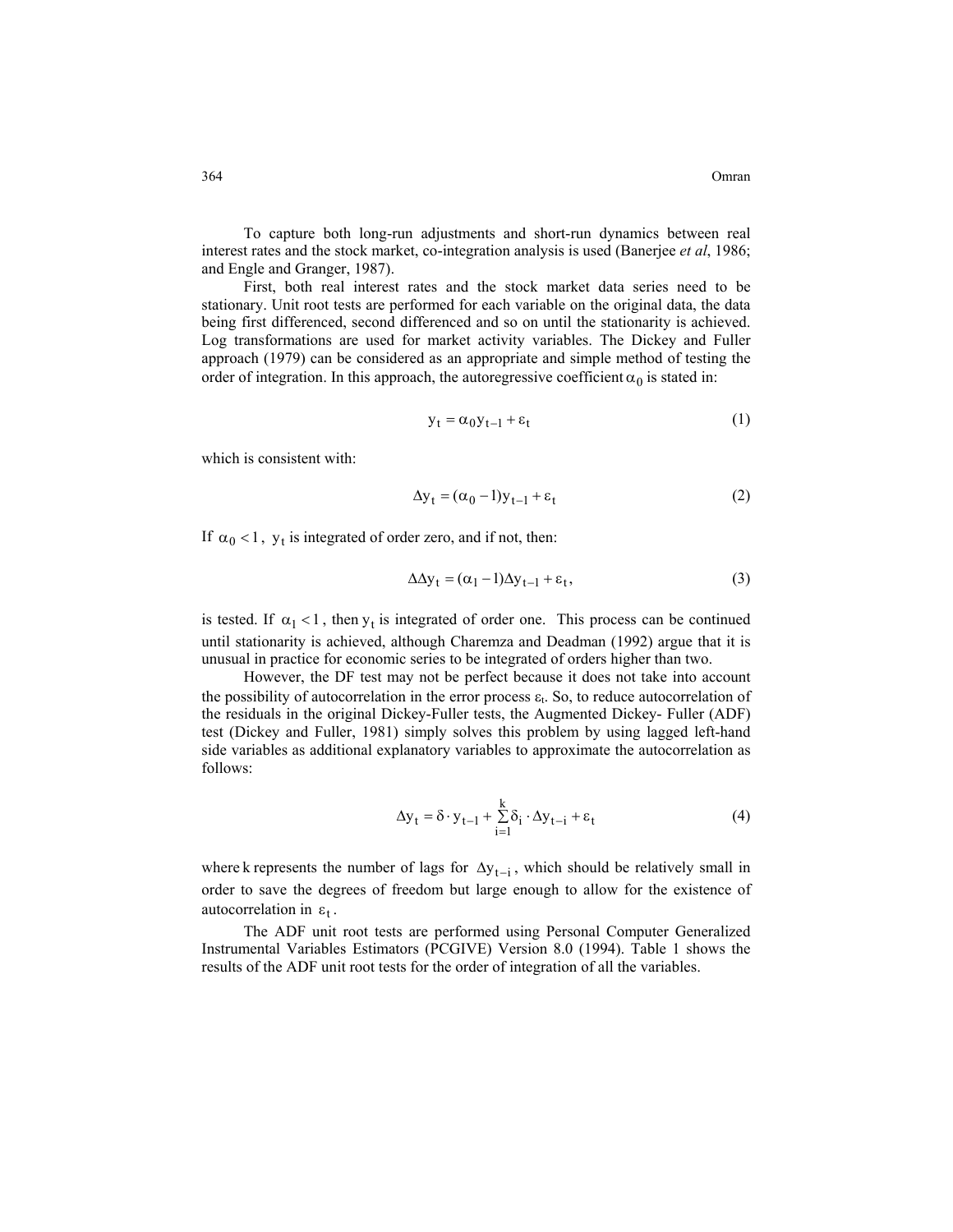To capture both long-run adjustments and short-run dynamics between real interest rates and the stock market, co-integration analysis is used (Banerjee *et al*, 1986; and Engle and Granger, 1987).

First, both real interest rates and the stock market data series need to be stationary. Unit root tests are performed for each variable on the original data, the data being first differenced, second differenced and so on until the stationarity is achieved. Log transformations are used for market activity variables. The Dickey and Fuller approach (1979) can be considered as an appropriate and simple method of testing the order of integration. In this approach, the autoregressive coefficient $\alpha_0$ is stated in:

$$y_t = \alpha_0 y_{t-1} + \varepsilon_t \tag{1}$$

which is consistent with:

$$\Delta y_t = (\alpha_0 - 1) y_{t-1} + \varepsilon_t \tag{2}$$

If $\alpha_0 < 1$, $y_t$ is integrated of order zero, and if not, then:

$$\Delta\Delta y_t = (\alpha_1 - 1)\Delta y_{t-1} + \varepsilon_t, \tag{3}$$

is tested. If $\alpha_1 < 1$, then $y_t$ is integrated of order one. This process can be continued until stationarity is achieved, although Charemza and Deadman (1992) argue that it is unusual in practice for economic series to be integrated of orders higher than two.

However, the DF test may not be perfect because it does not take into account the possibility of autocorrelation in the error process $\varepsilon_t$. So, to reduce autocorrelation of the residuals in the original Dickey-Fuller tests, the Augmented Dickey- Fuller (ADF) test (Dickey and Fuller, 1981) simply solves this problem by using lagged left-hand side variables as additional explanatory variables to approximate the autocorrelation as follows:

$$\Delta y_t = \delta \cdot y_{t-1} + \sum_{i=1}^{k} \delta_i \cdot \Delta y_{t-i} + \varepsilon_t \tag{4}$$

where k represents the number of lags for $\Delta y_{t-i}$, which should be relatively small in order to save the degrees of freedom but large enough to allow for the existence of autocorrelation in $\varepsilon_t$.

The ADF unit root tests are performed using Personal Computer Generalized Instrumental Variables Estimators (PCGIVE) Version 8.0 (1994). Table 1 shows the results of the ADF unit root tests for the order of integration of all the variables.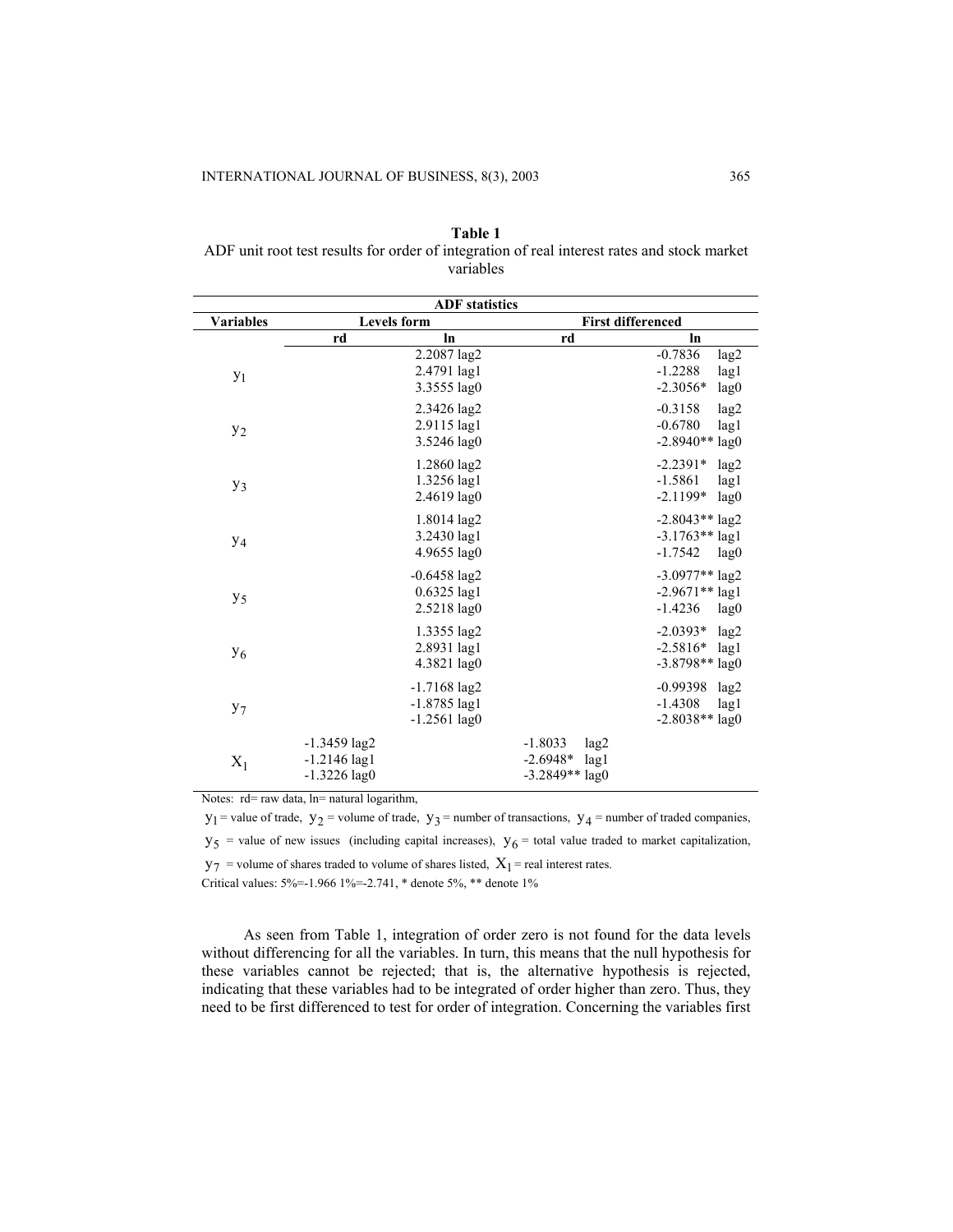**Table 1**
ADF unit root test results for order of integration of real interest rates and stock market variables

| | ADF statistics | | | |
|---|---|---|---|---|
| **Variables** | **Levels form** | | **First differenced** | |
| | **rd** | **ln** | **rd** | **ln** |
| $y_1$ | | 2.2087 lag2<br>2.4791 lag1<br>3.3555 lag0 | | -0.7836 lag2<br>-1.2288 lag1<br>-2.3056* lag0 |
| $y_2$ | | 2.3426 lag2<br>2.9115 lag1<br>3.5246 lag0 | | -0.3158 lag2<br>-0.6780 lag1<br>-2.8940** lag0 |
| $y_3$ | | 1.2860 lag2<br>1.3256 lag1<br>2.4619 lag0 | | -2.2391* lag2<br>-1.5861 lag1<br>-2.1199* lag0 |
| $y_4$ | | 1.8014 lag2<br>3.2430 lag1<br>4.9655 lag0 | | -2.8043** lag2<br>-3.1763** lag1<br>-1.7542 lag0 |
| $y_5$ | | -0.6458 lag2<br>0.6325 lag1<br>2.5218 lag0 | | -3.0977** lag2<br>-2.9671** lag1<br>-1.4236 lag0 |
| $y_6$ | | 1.3355 lag2<br>2.8931 lag1<br>4.3821 lag0 | | -2.0393* lag2<br>-2.5816* lag1<br>-3.8798** lag0 |
| $y_7$ | | -1.7168 lag2<br>-1.8785 lag1<br>-1.2561 lag0 | | -0.99398 lag2<br>-1.4308 lag1<br>-2.8038** lag0 |
| $X_1$ | -1.3459 lag2<br>-1.2146 lag1<br>-1.3226 lag0 | | -1.8033 lag2<br>-2.6948* lag1<br>-3.2849** lag0 | |

Notes: rd= raw data, ln= natural logarithm,

$y_1$ = value of trade, $y_2$ = volume of trade, $y_3$ = number of transactions, $y_4$ = number of traded companies, $y_5$ = value of new issues (including capital increases), $y_6$ = total value traded to market capitalization, $y_7$ = volume of shares traded to volume of shares listed, $X_1$ = real interest rates.

Critical values: 5%=-1.966 1%=-2.741, * denote 5%, ** denote 1%

As seen from Table 1, integration of order zero is not found for the data levels without differencing for all the variables. In turn, this means that the null hypothesis for these variables cannot be rejected; that is, the alternative hypothesis is rejected, indicating that these variables had to be integrated of order higher than zero. Thus, they need to be first differenced to test for order of integration. Concerning the variables first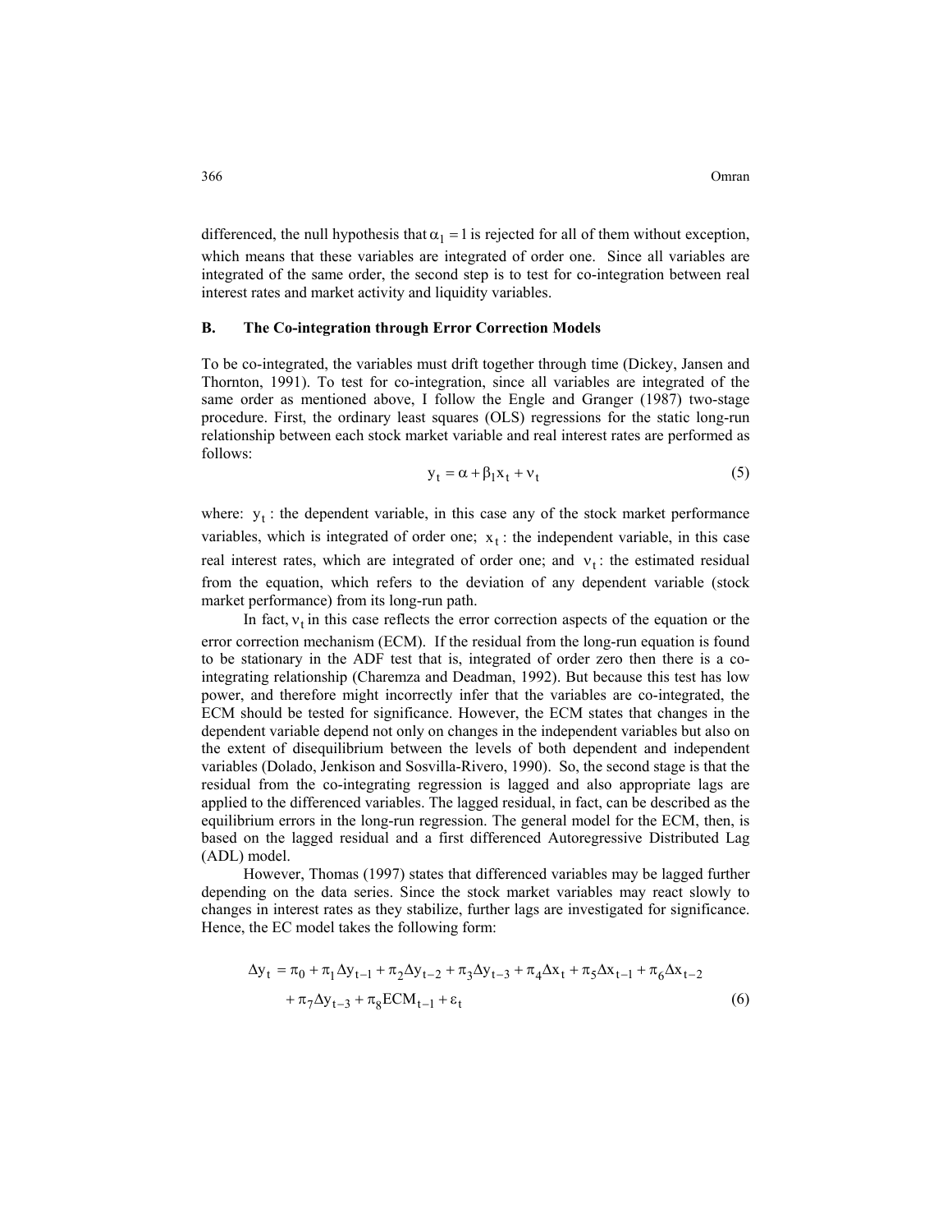differenced, the null hypothesis that $\alpha_1 = 1$ is rejected for all of them without exception, which means that these variables are integrated of order one. Since all variables are integrated of the same order, the second step is to test for co-integration between real interest rates and market activity and liquidity variables.

### B. The Co-integration through Error Correction Models

To be co-integrated, the variables must drift together through time (Dickey, Jansen and Thornton, 1991). To test for co-integration, since all variables are integrated of the same order as mentioned above, I follow the Engle and Granger (1987) two-stage procedure. First, the ordinary least squares (OLS) regressions for the static long-run relationship between each stock market variable and real interest rates are performed as follows:

$$y_t = \alpha + \beta_1 x_t + \nu_t \tag{5}$$

where: $y_t$ : the dependent variable, in this case any of the stock market performance variables, which is integrated of order one; $x_t$ : the independent variable, in this case real interest rates, which are integrated of order one; and $\nu_t$ : the estimated residual from the equation, which refers to the deviation of any dependent variable (stock market performance) from its long-run path.

In fact, $\nu_t$ in this case reflects the error correction aspects of the equation or the error correction mechanism (ECM). If the residual from the long-run equation is found to be stationary in the ADF test that is, integrated of order zero then there is a co-integrating relationship (Charemza and Deadman, 1992). But because this test has low power, and therefore might incorrectly infer that the variables are co-integrated, the ECM should be tested for significance. However, the ECM states that changes in the dependent variable depend not only on changes in the independent variables but also on the extent of disequilibrium between the levels of both dependent and independent variables (Dolado, Jenkison and Sosvilla-Rivero, 1990). So, the second stage is that the residual from the co-integrating regression is lagged and also appropriate lags are applied to the differenced variables. The lagged residual, in fact, can be described as the equilibrium errors in the long-run regression. The general model for the ECM, then, is based on the lagged residual and a first differenced Autoregressive Distributed Lag (ADL) model.

However, Thomas (1997) states that differenced variables may be lagged further depending on the data series. Since the stock market variables may react slowly to changes in interest rates as they stabilize, further lags are investigated for significance. Hence, the EC model takes the following form:

$$\Delta y_t = \pi_0 + \pi_1 \Delta y_{t-1} + \pi_2 \Delta y_{t-2} + \pi_3 \Delta y_{t-3} + \pi_4 \Delta x_t + \pi_5 \Delta x_{t-1} + \pi_6 \Delta x_{t-2} + \pi_7 \Delta y_{t-3} + \pi_8 ECM_{t-1} + \varepsilon_t \tag{6}$$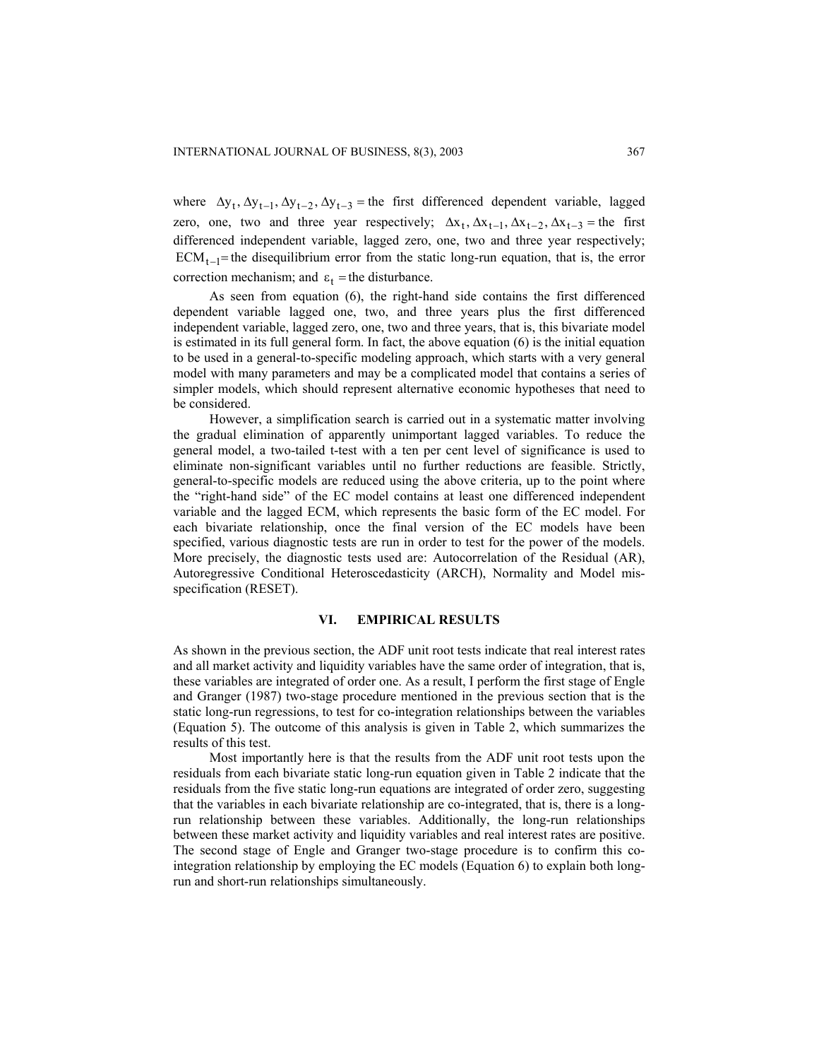where $\Delta y_t, \Delta y_{t-1}, \Delta y_{t-2}, \Delta y_{t-3}$ = the first differenced dependent variable, lagged zero, one, two and three year respectively; $\Delta x_t, \Delta x_{t-1}, \Delta x_{t-2}, \Delta x_{t-3}$ = the first differenced independent variable, lagged zero, one, two and three year respectively; $ECM_{t-1}$ = the disequilibrium error from the static long-run equation, that is, the error correction mechanism; and $\varepsilon_t$ = the disturbance.

As seen from equation (6), the right-hand side contains the first differenced dependent variable lagged one, two, and three years plus the first differenced independent variable, lagged zero, one, two and three years, that is, this bivariate model is estimated in its full general form. In fact, the above equation (6) is the initial equation to be used in a general-to-specific modeling approach, which starts with a very general model with many parameters and may be a complicated model that contains a series of simpler models, which should represent alternative economic hypotheses that need to be considered.

However, a simplification search is carried out in a systematic matter involving the gradual elimination of apparently unimportant lagged variables. To reduce the general model, a two-tailed t-test with a ten per cent level of significance is used to eliminate non-significant variables until no further reductions are feasible. Strictly, general-to-specific models are reduced using the above criteria, up to the point where the "right-hand side" of the EC model contains at least one differenced independent variable and the lagged ECM, which represents the basic form of the EC model. For each bivariate relationship, once the final version of the EC models have been specified, various diagnostic tests are run in order to test for the power of the models. More precisely, the diagnostic tests used are: Autocorrelation of the Residual (AR), Autoregressive Conditional Heteroscedasticity (ARCH), Normality and Model mis-specification (RESET).

## VI. EMPIRICAL RESULTS

As shown in the previous section, the ADF unit root tests indicate that real interest rates and all market activity and liquidity variables have the same order of integration, that is, these variables are integrated of order one. As a result, I perform the first stage of Engle and Granger (1987) two-stage procedure mentioned in the previous section that is the static long-run regressions, to test for co-integration relationships between the variables (Equation 5). The outcome of this analysis is given in Table 2, which summarizes the results of this test.

Most importantly here is that the results from the ADF unit root tests upon the residuals from each bivariate static long-run equation given in Table 2 indicate that the residuals from the five static long-run equations are integrated of order zero, suggesting that the variables in each bivariate relationship are co-integrated, that is, there is a long-run relationship between these variables. Additionally, the long-run relationships between these market activity and liquidity variables and real interest rates are positive. The second stage of Engle and Granger two-stage procedure is to confirm this co-integration relationship by employing the EC models (Equation 6) to explain both long-run and short-run relationships simultaneously.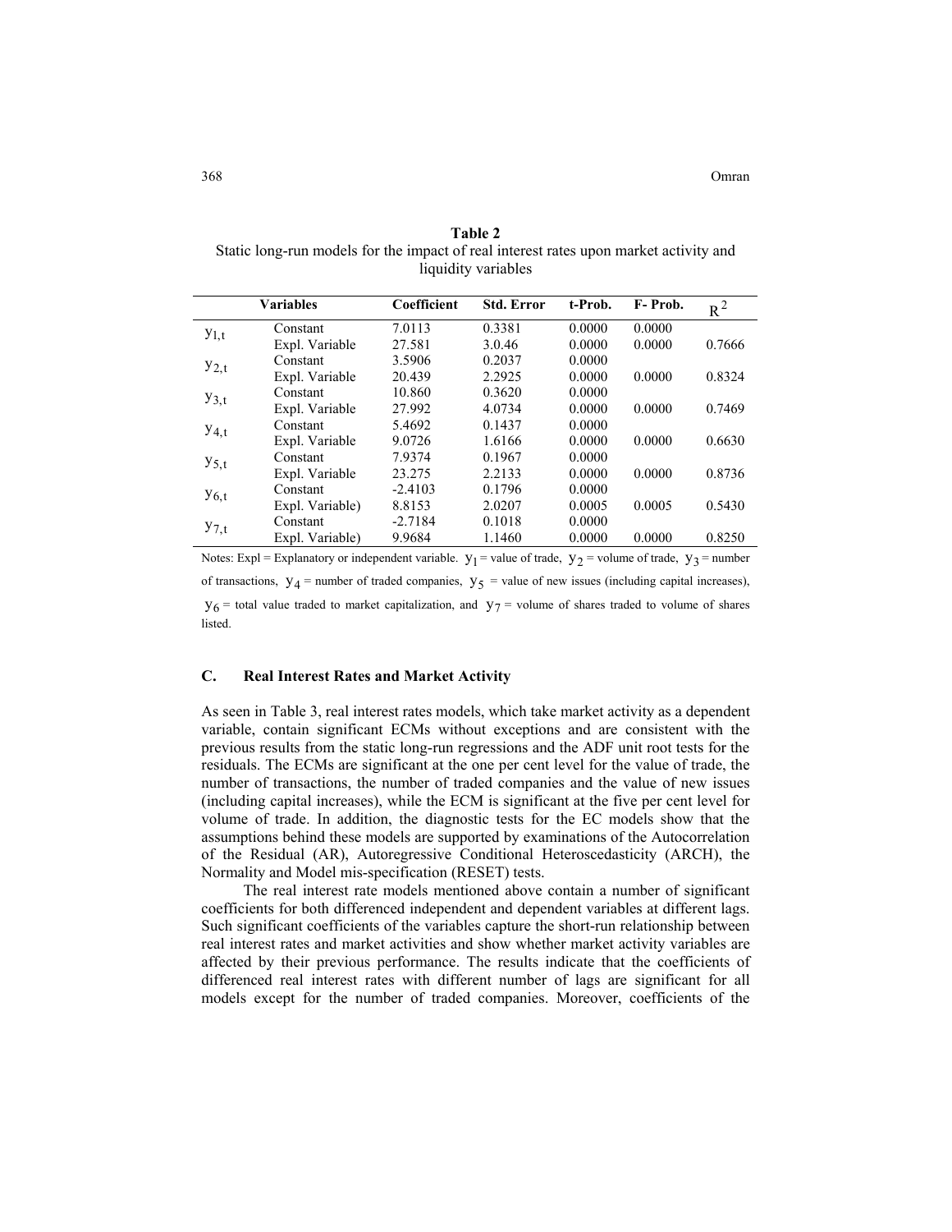**Table 2**
Static long-run models for the impact of real interest rates upon market activity and liquidity variables

| | Variables | Coefficient | Std. Error | t-Prob. | F- Prob. | $R^2$ |
|---|---|---|---|---|---|---|
| $y_{1,t}$ | Constant | 7.0113 | 0.3381 | 0.0000 | 0.0000 | |
| | Expl. Variable | 27.581 | 3.0.46 | 0.0000 | 0.0000 | 0.7666 |
| $y_{2,t}$ | Constant | 3.5906 | 0.2037 | 0.0000 | | |
| | Expl. Variable | 20.439 | 2.2925 | 0.0000 | 0.0000 | 0.8324 |
| $y_{3,t}$ | Constant | 10.860 | 0.3620 | 0.0000 | | |
| | Expl. Variable | 27.992 | 4.0734 | 0.0000 | 0.0000 | 0.7469 |
| $y_{4,t}$ | Constant | 5.4692 | 0.1437 | 0.0000 | | |
| | Expl. Variable | 9.0726 | 1.6166 | 0.0000 | 0.0000 | 0.6630 |
| $y_{5,t}$ | Constant | 7.9374 | 0.1967 | 0.0000 | | |
| | Expl. Variable | 23.275 | 2.2133 | 0.0000 | 0.0000 | 0.8736 |
| $y_{6,t}$ | Constant | -2.4103 | 0.1796 | 0.0000 | | |
| | Expl. Variable) | 8.8153 | 2.0207 | 0.0005 | 0.0005 | 0.5430 |
| $y_{7,t}$ | Constant | -2.7184 | 0.1018 | 0.0000 | | |
| | Expl. Variable) | 9.9684 | 1.1460 | 0.0000 | 0.0000 | 0.8250 |

Notes: Expl = Explanatory or independent variable. $y_1$ = value of trade, $y_2$ = volume of trade, $y_3$ = number of transactions, $y_4$ = number of traded companies, $y_5$ = value of new issues (including capital increases), $y_6$ = total value traded to market capitalization, and $y_7$ = volume of shares traded to volume of shares listed.

### C. Real Interest Rates and Market Activity

As seen in Table 3, real interest rates models, which take market activity as a dependent variable, contain significant ECMs without exceptions and are consistent with the previous results from the static long-run regressions and the ADF unit root tests for the residuals. The ECMs are significant at the one per cent level for the value of trade, the number of transactions, the number of traded companies and the value of new issues (including capital increases), while the ECM is significant at the five per cent level for volume of trade. In addition, the diagnostic tests for the EC models show that the assumptions behind these models are supported by examinations of the Autocorrelation of the Residual (AR), Autoregressive Conditional Heteroscedasticity (ARCH), the Normality and Model mis-specification (RESET) tests.

The real interest rate models mentioned above contain a number of significant coefficients for both differenced independent and dependent variables at different lags. Such significant coefficients of the variables capture the short-run relationship between real interest rates and market activities and show whether market activity variables are affected by their previous performance. The results indicate that the coefficients of differenced real interest rates with different number of lags are significant for all models except for the number of traded companies. Moreover, coefficients of the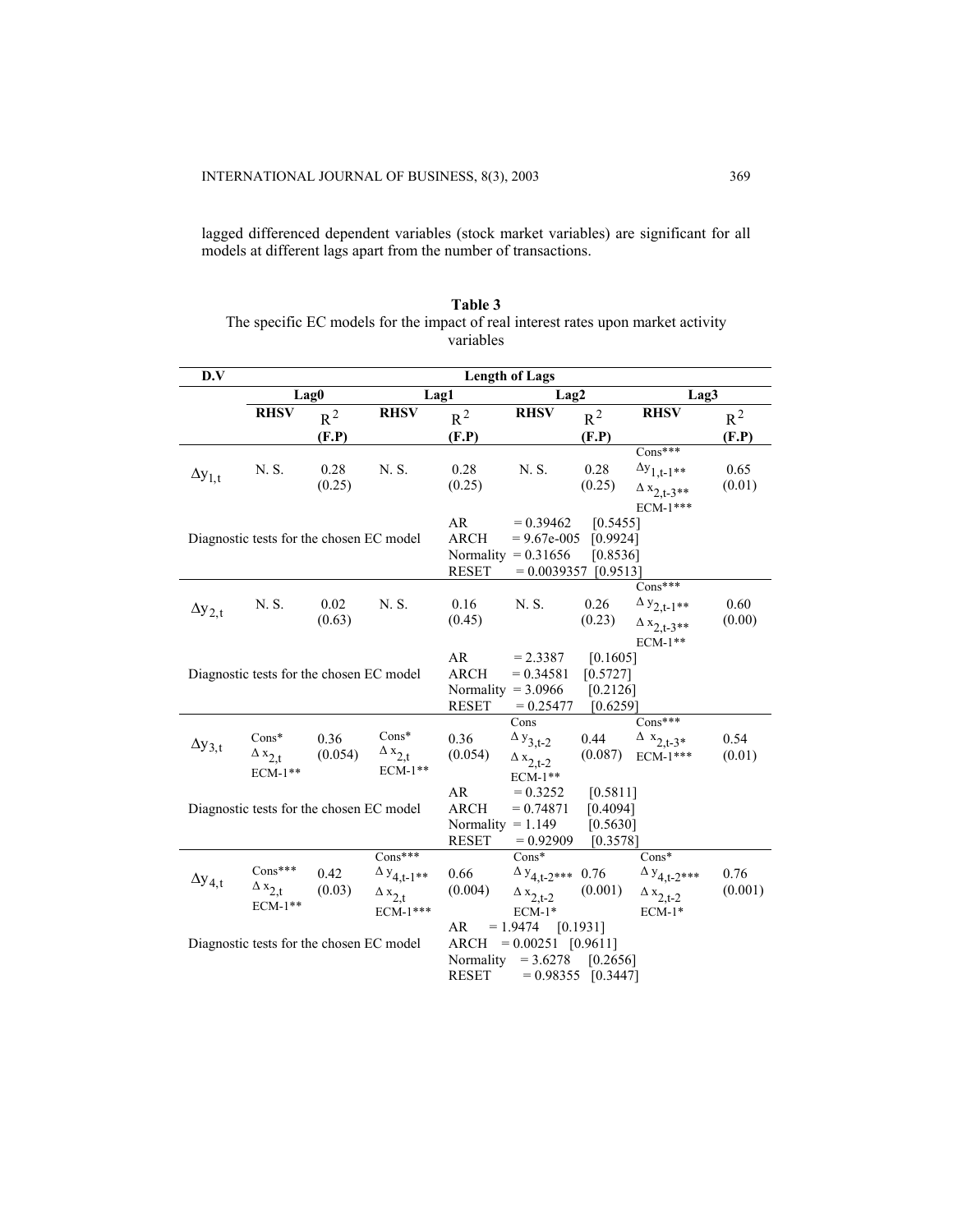lagged differenced dependent variables (stock market variables) are significant for all models at different lags apart from the number of transactions.

**Table 3**
The specific EC models for the impact of real interest rates upon market activity variables

| D.V | Length of Lags | | | | | | | |
|---|---|---|---|---|---|---|---|---|
| | Lag0 | | Lag1 | | Lag2 | | Lag3 | |
| | **RHSV** | $R^2$ **(F.P)** | **RHSV** | $R^2$ **(F.P)** | **RHSV** | $R^2$ **(F.P)** | **RHSV** | $R^2$ **(F.P)** |
| $\Delta y_{1,t}$ | N. S. | 0.28 (0.25) | N. S. | 0.28 (0.25) | N. S. | 0.28 (0.25) | Cons*** $\Delta y_{1,t-1}$** $\Delta x_{2,t-3}$** ECM-1*** | 0.65 (0.01) |
| Diagnostic tests for the chosen EC model | | | | AR = 0.39462 [0.5455] ARCH = 9.67e-005 [0.9924] Normality = 0.31656 [0.8536] RESET = 0.0039357 [0.9513] | | | | |
| $\Delta y_{2,t}$ | N. S. | 0.02 (0.63) | N. S. | 0.16 (0.45) | N. S. | 0.26 (0.23) | Cons*** $\Delta y_{2,t-1}$** $\Delta x_{2,t-3}$** ECM-1** | 0.60 (0.00) |
| Diagnostic tests for the chosen EC model | | | | AR = 2.3387 [0.1605] ARCH = 0.34581 [0.5727] Normality = 3.0966 [0.2126] RESET = 0.25477 [0.6259] | | | | |
| $\Delta y_{3,t}$ | Cons* $\Delta x_{2,t}$ ECM-1** | 0.36 (0.054) | Cons* $\Delta x_{2,t}$ ECM-1** | 0.36 (0.054) | Cons $\Delta y_{3,t-2}$ $\Delta x_{2,t-2}$ ECM-1** | 0.44 (0.087) | Cons*** $\Delta x_{2,t-3}$* ECM-1*** | 0.54 (0.01) |
| Diagnostic tests for the chosen EC model | | | | AR = 0.3252 [0.5811] ARCH = 0.74871 [0.4094] Normality = 1.149 [0.5630] RESET = 0.92909 [0.3578] | | | | |
| $\Delta y_{4,t}$ | Cons*** $\Delta x_{2,t}$ ECM-1** | 0.42 (0.03) | Cons*** $\Delta y_{4,t-1}$** $\Delta x_{2,t}$ ECM-1*** | 0.66 (0.004) | Cons* $\Delta y_{4,t-2}$*** $\Delta x_{2,t-2}$ ECM-1* | 0.76 (0.001) | Cons* $\Delta y_{4,t-2}$*** $\Delta x_{2,t-2}$ ECM-1* | 0.76 (0.001) |
| Diagnostic tests for the chosen EC model | | | | AR = 1.9474 [0.1931] ARCH = 0.00251 [0.9611] Normality = 3.6278 [0.2656] RESET = 0.98355 [0.3447] | | | | |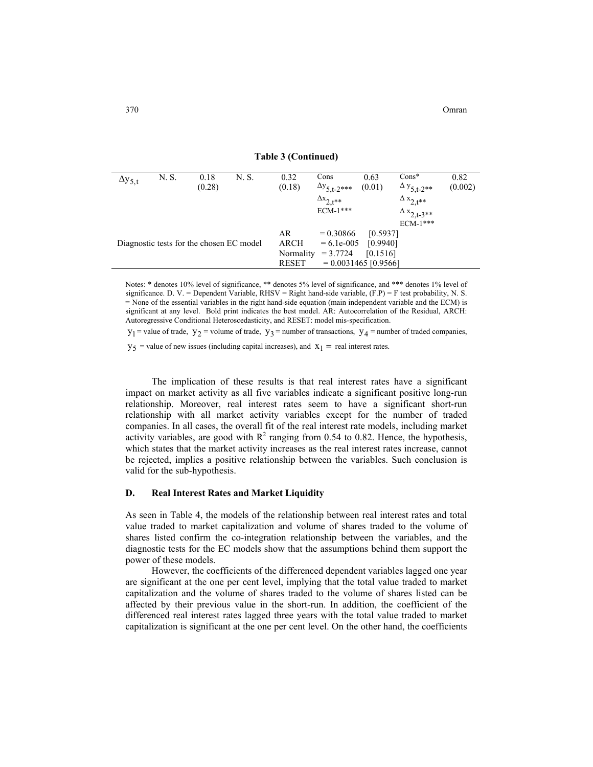**Table 3 (Continued)**

| | | | | | | | | |
|---|---|---|---|---|---|---|---|---|
| $\Delta y_{5,t}$ | N. S. | 0.18 (0.28) | N. S. | 0.32 (0.18) | Cons $\Delta y_{5,t-2}$*** $\Delta x_{2,t}$** ECM-1*** | 0.63 (0.01) | Cons* $\Delta y_{5,t-2}$** $\Delta x_{2,t}$** $\Delta x_{2,t-3}$** ECM-1*** | 0.82 (0.002) |
| Diagnostic tests for the chosen EC model | | | | AR = 0.30866 [0.5937] ARCH = 6.1e-005 [0.9940] Normality = 3.7724 [0.1516] RESET = 0.0031465 [0.9566] | | | | |

Notes: * denotes 10% level of significance, ** denotes 5% level of significance, and *** denotes 1% level of significance. D. V. = Dependent Variable, RHSV = Right hand-side variable, (F.P) = F test probability, N. S. = None of the essential variables in the right hand-side equation (main independent variable and the ECM) is significant at any level. Bold print indicates the best model. AR: Autocorrelation of the Residual, ARCH: Autoregressive Conditional Heteroscedasticity, and RESET: model mis-specification.

$y_1$ = value of trade, $y_2$ = volume of trade, $y_3$ = number of transactions, $y_4$ = number of traded companies, $y_5$ = value of new issues (including capital increases), and $x_1$ = real interest rates.

The implication of these results is that real interest rates have a significant impact on market activity as all five variables indicate a significant positive long-run relationship. Moreover, real interest rates seem to have a significant short-run relationship with all market activity variables except for the number of traded companies. In all cases, the overall fit of the real interest rate models, including market activity variables, are good with $R^2$ ranging from 0.54 to 0.82. Hence, the hypothesis, which states that the market activity increases as the real interest rates increase, cannot be rejected, implies a positive relationship between the variables. Such conclusion is valid for the sub-hypothesis.

### D. Real Interest Rates and Market Liquidity

As seen in Table 4, the models of the relationship between real interest rates and total value traded to market capitalization and volume of shares traded to the volume of shares listed confirm the co-integration relationship between the variables, and the diagnostic tests for the EC models show that the assumptions behind them support the power of these models.

However, the coefficients of the differenced dependent variables lagged one year are significant at the one per cent level, implying that the total value traded to market capitalization and the volume of shares traded to the volume of shares listed can be affected by their previous value in the short-run. In addition, the coefficient of the differenced real interest rates lagged three years with the total value traded to market capitalization is significant at the one per cent level. On the other hand, the coefficients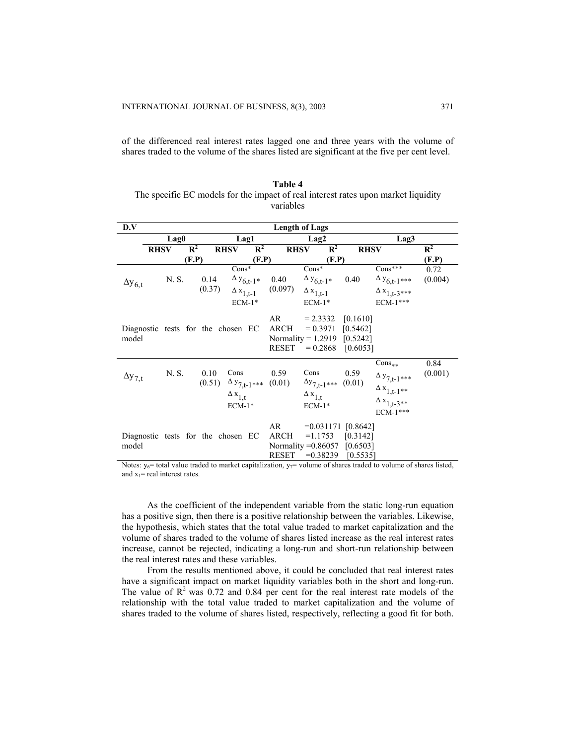of the differenced real interest rates lagged one and three years with the volume of shares traded to the volume of the shares listed are significant at the five per cent level.

**Table 4**
The specific EC models for the impact of real interest rates upon market liquidity variables

| D.V | Length of Lags | | | | | | | |
|---|---|---|---|---|---|---|---|---|
| | Lag0 | | Lag1 | | Lag2 | | Lag3 | |
| | RHSV | $R^2$ (F.P) | RHSV | $R^2$ (F.P) | RHSV | $R^2$ (F.P) | RHSV | $R^2$ (F.P) |
| $\Delta y_{6,t}$ | N. S. | 0.14 (0.37) | Cons* $\Delta y_{6,t-1}$* $\Delta x_{1,t-1}$ ECM-1* | 0.40 (0.097) | Cons* $\Delta y_{6,t-1}$* $\Delta x_{1,t-1}$ ECM-1* | 0.40 | Cons*** $\Delta y_{6,t-1}$*** $\Delta x_{1,t-3}$*** ECM-1*** | 0.72 (0.004) |
| Diagnostic tests for the chosen EC model | | | | | AR = 2.3332 [0.1610] ARCH = 0.3971 [0.5462] Normality = 1.2919 [0.5242] RESET = 0.2868 [0.6053] | | | |
| $\Delta y_{7,t}$ | N. S. | 0.10 (0.51) | Cons $\Delta y_{7,t-1}$*** $\Delta x_{1,t}$ ECM-1* | 0.59 (0.01) | Cons $\Delta y_{7,t-1}$*** $\Delta x_{1,t}$ ECM-1* | 0.59 (0.01) | Cons** $\Delta y_{7,t-1}$*** $\Delta x_{1,t-1}$** $\Delta x_{1,t-3}$** ECM-1*** | 0.84 (0.001) |
| Diagnostic tests for the chosen EC model | | | | | AR =0.031171 [0.8642] ARCH =1.1753 [0.3142] Normality =0.86057 [0.6503] RESET =0.38239 [0.5535] | | | |

Notes: $y_6$= total value traded to market capitalization, $y_7$= volume of shares traded to volume of shares listed, and $x_1$= real interest rates.

As the coefficient of the independent variable from the static long-run equation has a positive sign, then there is a positive relationship between the variables. Likewise, the hypothesis, which states that the total value traded to market capitalization and the volume of shares traded to the volume of shares listed increase as the real interest rates increase, cannot be rejected, indicating a long-run and short-run relationship between the real interest rates and these variables.

From the results mentioned above, it could be concluded that real interest rates have a significant impact on market liquidity variables both in the short and long-run. The value of $R^2$ was 0.72 and 0.84 per cent for the real interest rate models of the relationship with the total value traded to market capitalization and the volume of shares traded to the volume of shares listed, respectively, reflecting a good fit for both.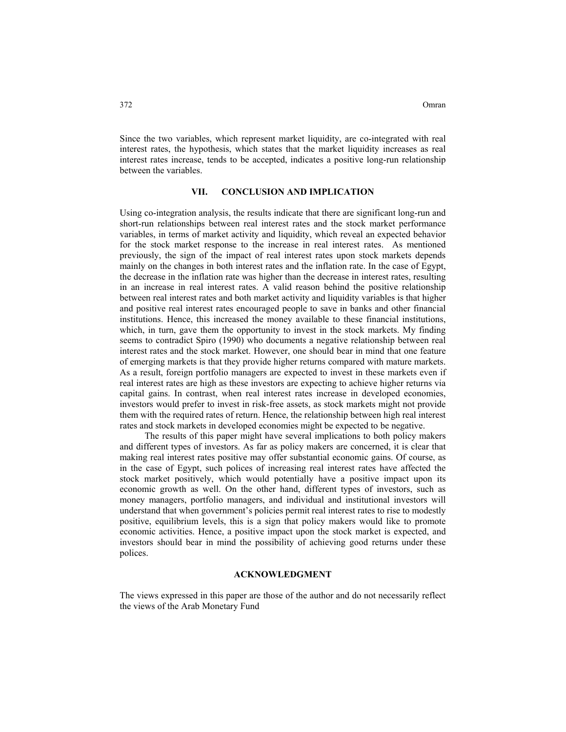Since the two variables, which represent market liquidity, are co-integrated with real interest rates, the hypothesis, which states that the market liquidity increases as real interest rates increase, tends to be accepted, indicates a positive long-run relationship between the variables.

## VII. CONCLUSION AND IMPLICATION

Using co-integration analysis, the results indicate that there are significant long-run and short-run relationships between real interest rates and the stock market performance variables, in terms of market activity and liquidity, which reveal an expected behavior for the stock market response to the increase in real interest rates. As mentioned previously, the sign of the impact of real interest rates upon stock markets depends mainly on the changes in both interest rates and the inflation rate. In the case of Egypt, the decrease in the inflation rate was higher than the decrease in interest rates, resulting in an increase in real interest rates. A valid reason behind the positive relationship between real interest rates and both market activity and liquidity variables is that higher and positive real interest rates encouraged people to save in banks and other financial institutions. Hence, this increased the money available to these financial institutions, which, in turn, gave them the opportunity to invest in the stock markets. My finding seems to contradict Spiro (1990) who documents a negative relationship between real interest rates and the stock market. However, one should bear in mind that one feature of emerging markets is that they provide higher returns compared with mature markets. As a result, foreign portfolio managers are expected to invest in these markets even if real interest rates are high as these investors are expecting to achieve higher returns via capital gains. In contrast, when real interest rates increase in developed economies, investors would prefer to invest in risk-free assets, as stock markets might not provide them with the required rates of return. Hence, the relationship between high real interest rates and stock markets in developed economies might be expected to be negative.

The results of this paper might have several implications to both policy makers and different types of investors. As far as policy makers are concerned, it is clear that making real interest rates positive may offer substantial economic gains. Of course, as in the case of Egypt, such polices of increasing real interest rates have affected the stock market positively, which would potentially have a positive impact upon its economic growth as well. On the other hand, different types of investors, such as money managers, portfolio managers, and individual and institutional investors will understand that when government's policies permit real interest rates to rise to modestly positive, equilibrium levels, this is a sign that policy makers would like to promote economic activities. Hence, a positive impact upon the stock market is expected, and investors should bear in mind the possibility of achieving good returns under these polices.

## ACKNOWLEDGMENT

The views expressed in this paper are those of the author and do not necessarily reflect the views of the Arab Monetary Fund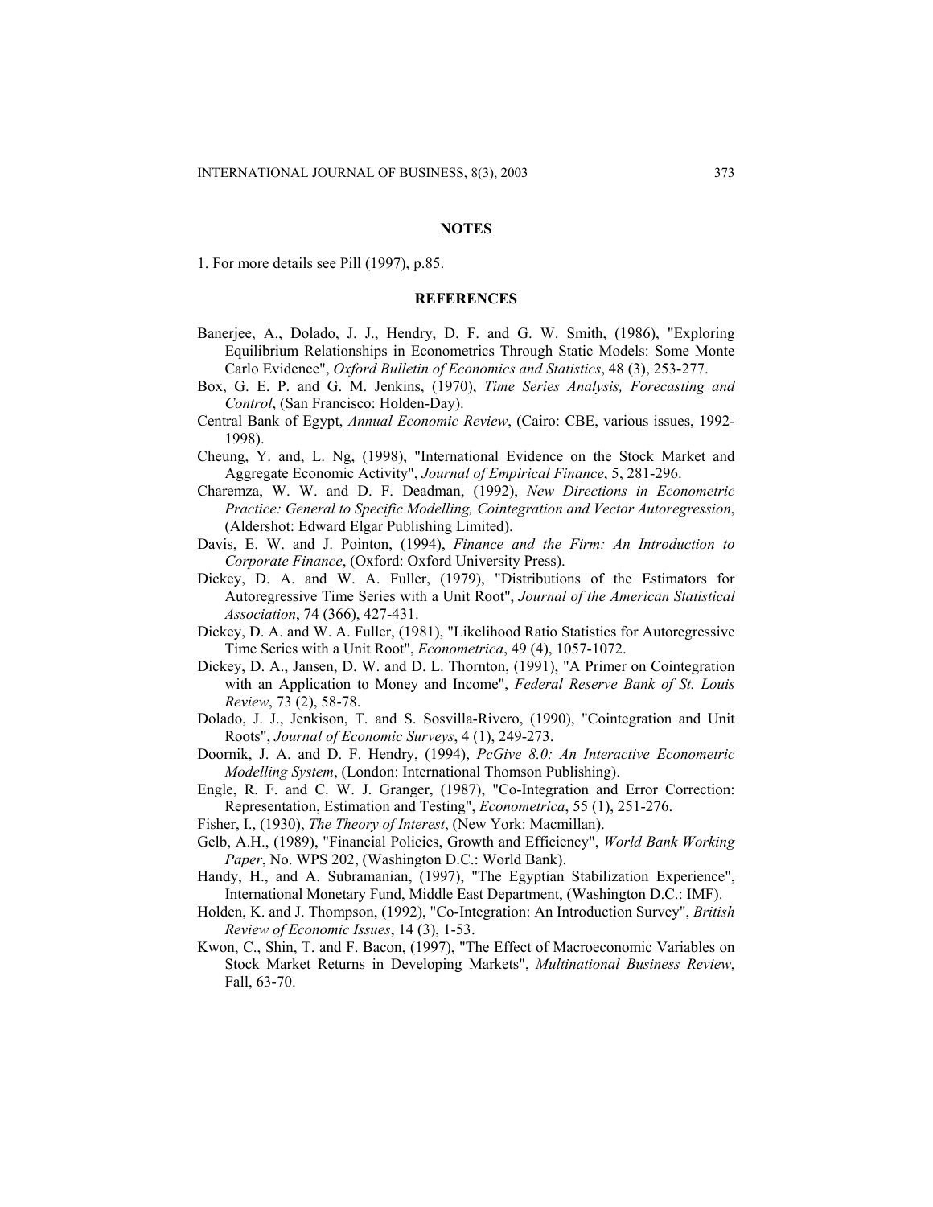## NOTES

1. For more details see Pill (1997), p.85.

## REFERENCES

Banerjee, A., Dolado, J. J., Hendry, D. F. and G. W. Smith, (1986), "Exploring Equilibrium Relationships in Econometrics Through Static Models: Some Monte Carlo Evidence", *Oxford Bulletin of Economics and Statistics*, 48 (3), 253-277.

Box, G. E. P. and G. M. Jenkins, (1970), *Time Series Analysis, Forecasting and Control*, (San Francisco: Holden-Day).

Central Bank of Egypt, *Annual Economic Review*, (Cairo: CBE, various issues, 1992-1998).

Cheung, Y. and, L. Ng, (1998), "International Evidence on the Stock Market and Aggregate Economic Activity", *Journal of Empirical Finance*, 5, 281-296.

Charemza, W. W. and D. F. Deadman, (1992), *New Directions in Econometric Practice: General to Specific Modelling, Cointegration and Vector Autoregression*, (Aldershot: Edward Elgar Publishing Limited).

Davis, E. W. and J. Pointon, (1994), *Finance and the Firm: An Introduction to Corporate Finance*, (Oxford: Oxford University Press).

Dickey, D. A. and W. A. Fuller, (1979), "Distributions of the Estimators for Autoregressive Time Series with a Unit Root", *Journal of the American Statistical Association*, 74 (366), 427-431.

Dickey, D. A. and W. A. Fuller, (1981), "Likelihood Ratio Statistics for Autoregressive Time Series with a Unit Root", *Econometrica*, 49 (4), 1057-1072.

Dickey, D. A., Jansen, D. W. and D. L. Thornton, (1991), "A Primer on Cointegration with an Application to Money and Income", *Federal Reserve Bank of St. Louis Review*, 73 (2), 58-78.

Dolado, J. J., Jenkison, T. and S. Sosvilla-Rivero, (1990), "Cointegration and Unit Roots", *Journal of Economic Surveys*, 4 (1), 249-273.

Doornik, J. A. and D. F. Hendry, (1994), *PcGive 8.0: An Interactive Econometric Modelling System*, (London: International Thomson Publishing).

Engle, R. F. and C. W. J. Granger, (1987), "Co-Integration and Error Correction: Representation, Estimation and Testing", *Econometrica*, 55 (1), 251-276.

Fisher, I., (1930), *The Theory of Interest*, (New York: Macmillan).

Gelb, A.H., (1989), "Financial Policies, Growth and Efficiency", *World Bank Working Paper*, No. WPS 202, (Washington D.C.: World Bank).

Handy, H., and A. Subramanian, (1997), "The Egyptian Stabilization Experience", International Monetary Fund, Middle East Department, (Washington D.C.: IMF).

Holden, K. and J. Thompson, (1992), "Co-Integration: An Introduction Survey", *British Review of Economic Issues*, 14 (3), 1-53.

Kwon, C., Shin, T. and F. Bacon, (1997), "The Effect of Macroeconomic Variables on Stock Market Returns in Developing Markets", *Multinational Business Review*, Fall, 63-70.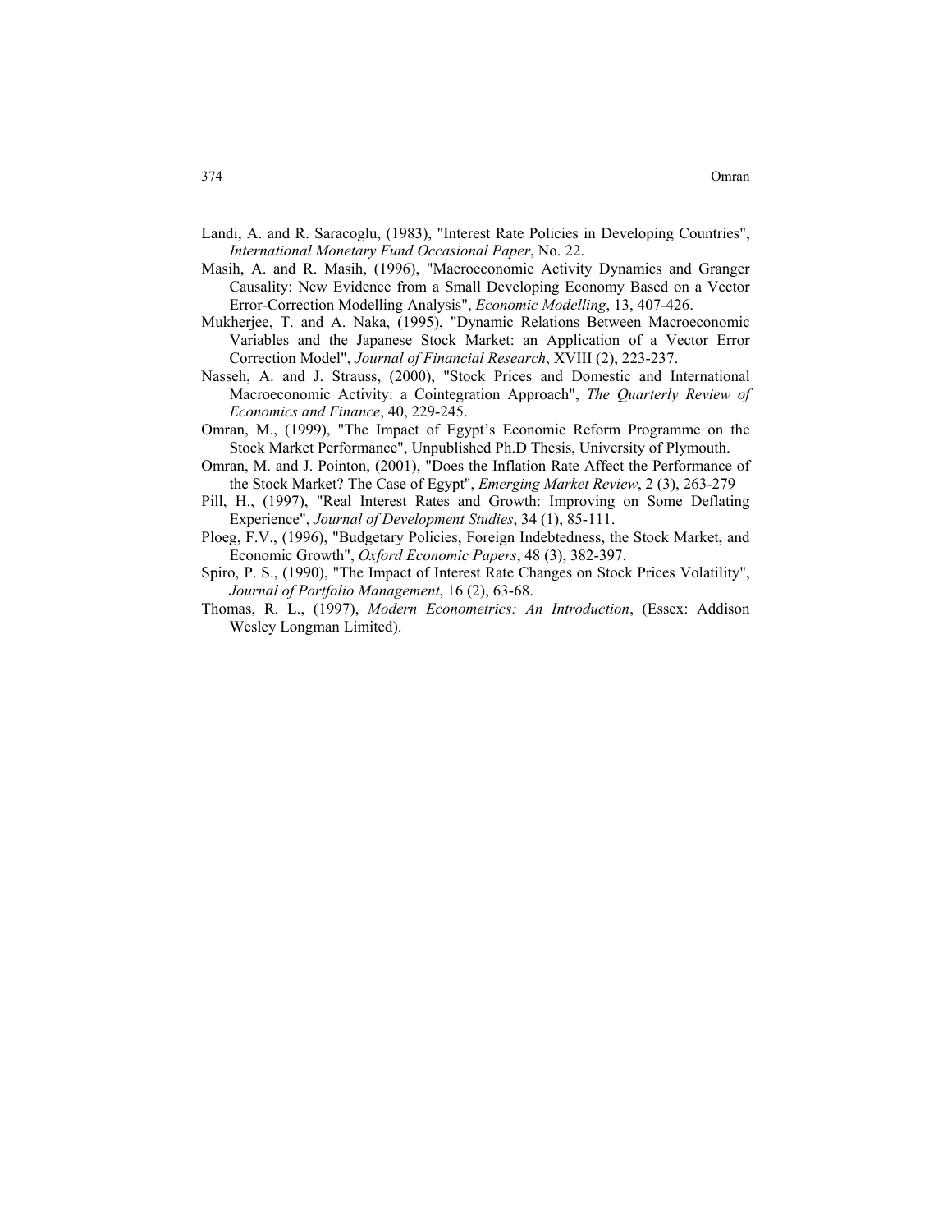Landi, A. and R. Saracoglu, (1983), "Interest Rate Policies in Developing Countries", *International Monetary Fund Occasional Paper*, No. 22.

Masih, A. and R. Masih, (1996), "Macroeconomic Activity Dynamics and Granger Causality: New Evidence from a Small Developing Economy Based on a Vector Error-Correction Modelling Analysis", *Economic Modelling*, 13, 407-426.

Mukherjee, T. and A. Naka, (1995), "Dynamic Relations Between Macroeconomic Variables and the Japanese Stock Market: an Application of a Vector Error Correction Model", *Journal of Financial Research*, XVIII (2), 223-237.

Nasseh, A. and J. Strauss, (2000), "Stock Prices and Domestic and International Macroeconomic Activity: a Cointegration Approach", *The Quarterly Review of Economics and Finance*, 40, 229-245.

Omran, M., (1999), "The Impact of Egypt's Economic Reform Programme on the Stock Market Performance", Unpublished Ph.D Thesis, University of Plymouth.

Omran, M. and J. Pointon, (2001), "Does the Inflation Rate Affect the Performance of the Stock Market? The Case of Egypt", *Emerging Market Review*, 2 (3), 263-279

Pill, H., (1997), "Real Interest Rates and Growth: Improving on Some Deflating Experience", *Journal of Development Studies*, 34 (1), 85-111.

Ploeg, F.V., (1996), "Budgetary Policies, Foreign Indebtedness, the Stock Market, and Economic Growth", *Oxford Economic Papers*, 48 (3), 382-397.

Spiro, P. S., (1990), "The Impact of Interest Rate Changes on Stock Prices Volatility", *Journal of Portfolio Management*, 16 (2), 63-68.

Thomas, R. L., (1997), *Modern Econometrics: An Introduction*, (Essex: Addison Wesley Longman Limited).